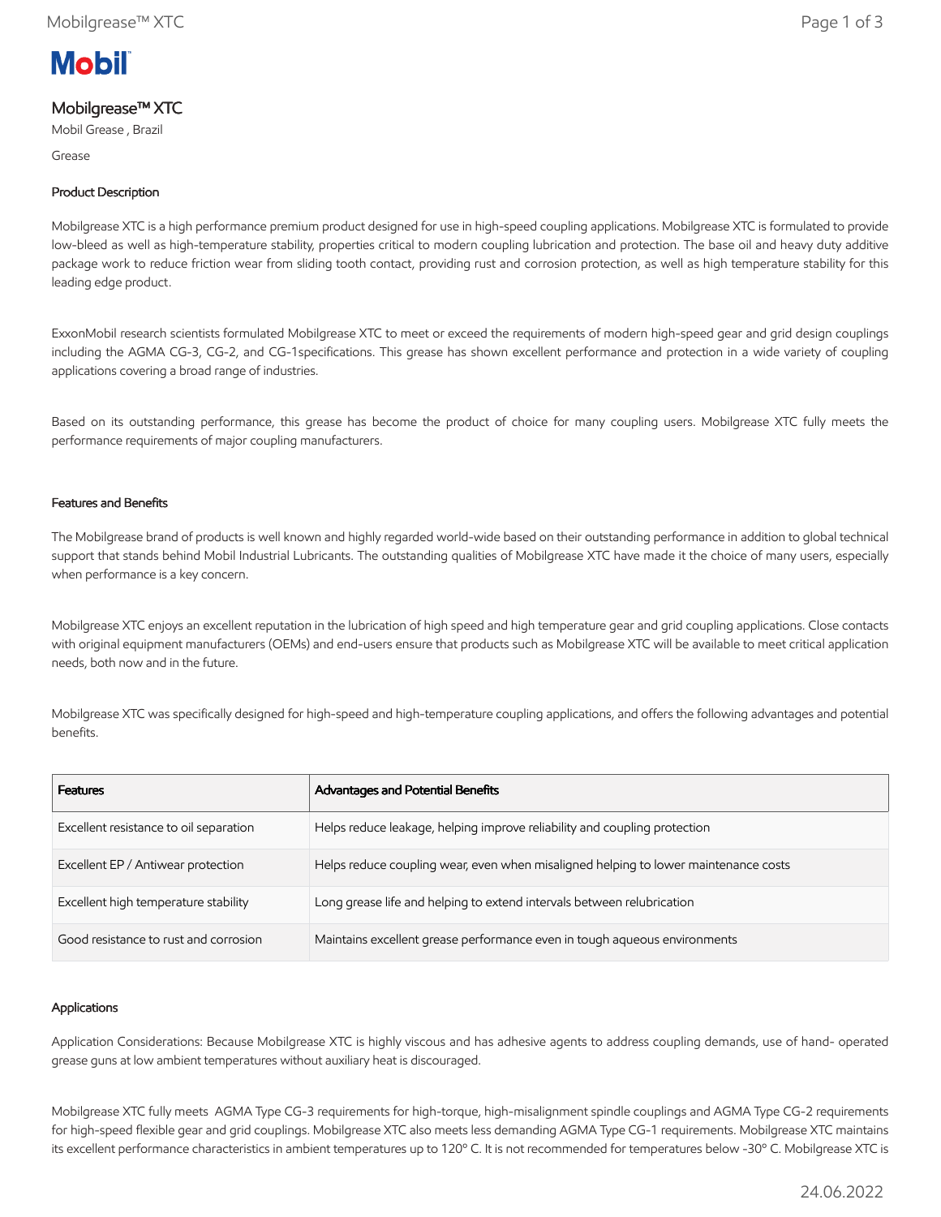Mobil

# Mobilgrease™ XTC

Mobil Grease , Brazil

Grease

## Product Description

Mobilgrease XTC is a high performance premium product designed for use in high-speed coupling applications. Mobilgrease XTC is formulated to provide low-bleed as well as high-temperature stability, properties critical to modern coupling lubrication and protection. The base oil and heavy duty additive package work to reduce friction wear from sliding tooth contact, providing rust and corrosion protection, as well as high temperature stability for this leading edge product.

ExxonMobil research scientists formulated Mobilgrease XTC to meet or exceed the requirements of modern high-speed gear and grid design couplings including the AGMA CG-3, CG-2, and CG-1specifications. This grease has shown excellent performance and protection in a wide variety of coupling applications covering a broad range of industries.

Based on its outstanding performance, this grease has become the product of choice for many coupling users. Mobilgrease XTC fully meets the performance requirements of major coupling manufacturers.

## Features and Benefits

The Mobilgrease brand of products is well known and highly regarded world-wide based on their outstanding performance in addition to global technical support that stands behind Mobil Industrial Lubricants. The outstanding qualities of Mobilgrease XTC have made it the choice of many users, especially when performance is a key concern.

Mobilgrease XTC enjoys an excellent reputation in the lubrication of high speed and high temperature gear and grid coupling applications. Close contacts with original equipment manufacturers (OEMs) and end-users ensure that products such as Mobilgrease XTC will be available to meet critical application needs, both now and in the future.

Mobilgrease XTC was specifically designed for high-speed and high-temperature coupling applications, and offers the following advantages and potential benefits.

| Features | Advantages and Potential Benefits |
| --- | --- |
| Excellent resistance to oil separation | Helps reduce leakage, helping improve reliability and coupling protection |
| Excellent EP / Antiwear protection | Helps reduce coupling wear, even when misaligned helping to lower maintenance costs |
| Excellent high temperature stability | Long grease life and helping to extend intervals between relubrication |
| Good resistance to rust and corrosion | Maintains excellent grease performance even in tough aqueous environments |

## Applications

Application Considerations: Because Mobilgrease XTC is highly viscous and has adhesive agents to address coupling demands, use of hand- operated grease guns at low ambient temperatures without auxiliary heat is discouraged.

Mobilgrease XTC fully meets AGMA Type CG-3 requirements for high-torque, high-misalignment spindle couplings and AGMA Type CG-2 requirements for high-speed flexible gear and grid couplings. Mobilgrease XTC also meets less demanding AGMA Type CG-1 requirements. Mobilgrease XTC maintains its excellent performance characteristics in ambient temperatures up to 120º C. It is not recommended for temperatures below -30º C. Mobilgrease XTC is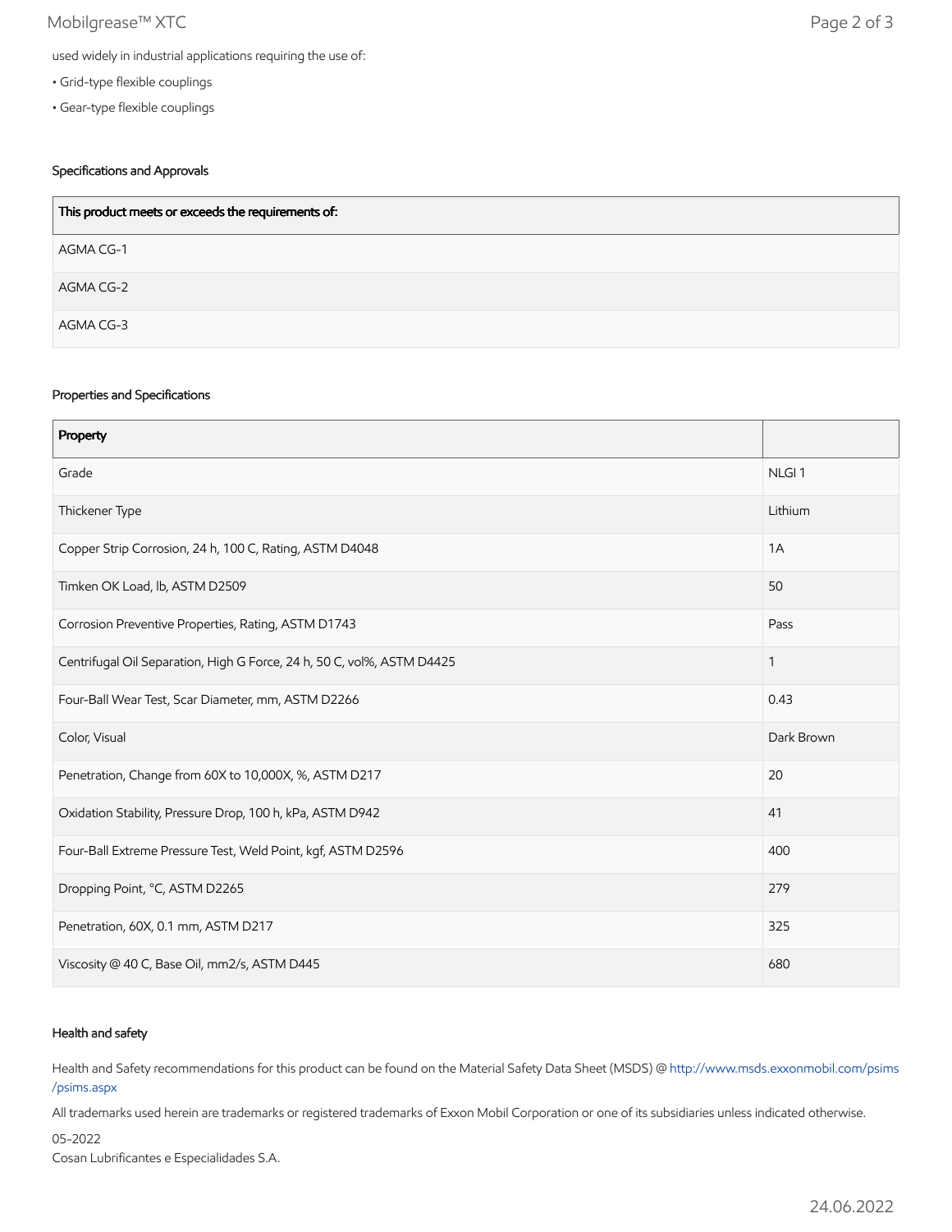used widely in industrial applications requiring the use of:

- Grid-type flexible couplings
- Gear-type flexible couplings

### Specifications and Approvals

| This product meets or exceeds the requirements of: |
|---|
| AGMA CG-1 |
| AGMA CG-2 |
| AGMA CG-3 |

### Properties and Specifications

| Property | |
|---|---|
| Grade | NLGI 1 |
| Thickener Type | Lithium |
| Copper Strip Corrosion, 24 h, 100 C, Rating, ASTM D4048 | 1A |
| Timken OK Load, lb, ASTM D2509 | 50 |
| Corrosion Preventive Properties, Rating, ASTM D1743 | Pass |
| Centrifugal Oil Separation, High G Force, 24 h, 50 C, vol%, ASTM D4425 | 1 |
| Four-Ball Wear Test, Scar Diameter, mm, ASTM D2266 | 0.43 |
| Color, Visual | Dark Brown |
| Penetration, Change from 60X to 10,000X, %, ASTM D217 | 20 |
| Oxidation Stability, Pressure Drop, 100 h, kPa, ASTM D942 | 41 |
| Four-Ball Extreme Pressure Test, Weld Point, kgf, ASTM D2596 | 400 |
| Dropping Point, °C, ASTM D2265 | 279 |
| Penetration, 60X, 0.1 mm, ASTM D217 | 325 |
| Viscosity @ 40 C, Base Oil, mm2/s, ASTM D445 | 680 |

### Health and safety

Health and Safety recommendations for this product can be found on the Material Safety Data Sheet (MSDS) @ http://www.msds.exxonmobil.com/psims/psims.aspx

All trademarks used herein are trademarks or registered trademarks of Exxon Mobil Corporation or one of its subsidiaries unless indicated otherwise.

05-2022
Cosan Lubrificantes e Especialidades S.A.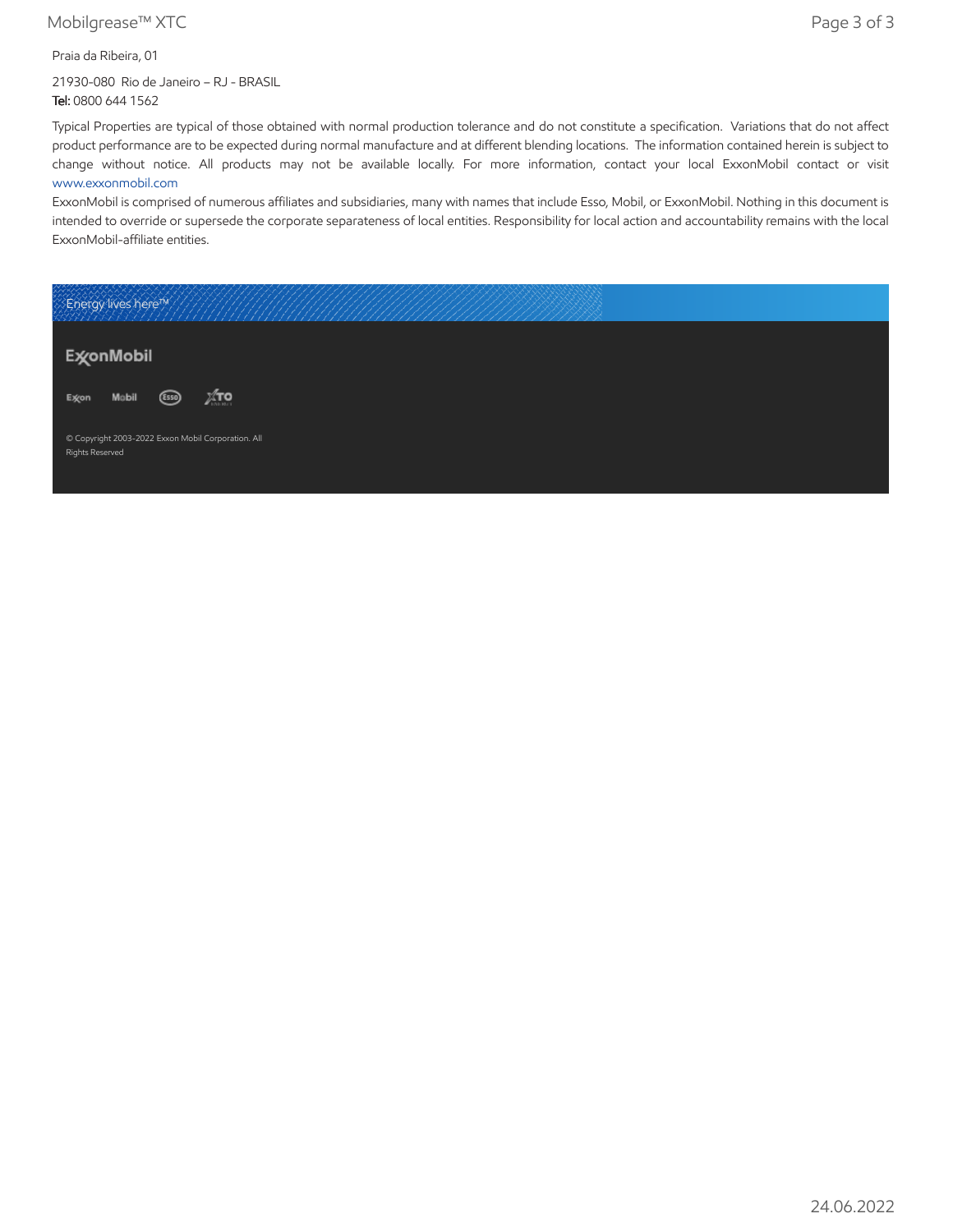Praia da Ribeira, 01

21930-080 Rio de Janeiro – RJ - BRASIL

**Tel:** 0800 644 1562

Typical Properties are typical of those obtained with normal production tolerance and do not constitute a specification. Variations that do not affect product performance are to be expected during normal manufacture and at different blending locations. The information contained herein is subject to change without notice. All products may not be available locally. For more information, contact your local ExxonMobil contact or visit www.exxonmobil.com

ExxonMobil is comprised of numerous affiliates and subsidiaries, many with names that include Esso, Mobil, or ExxonMobil. Nothing in this document is intended to override or supersede the corporate separateness of local entities. Responsibility for local action and accountability remains with the local ExxonMobil-affiliate entities.

Energy lives here™

ExxonMobil

Exxon Mobil Esso XTO

© Copyright 2003-2022 Exxon Mobil Corporation. All Rights Reserved

24.06.2022